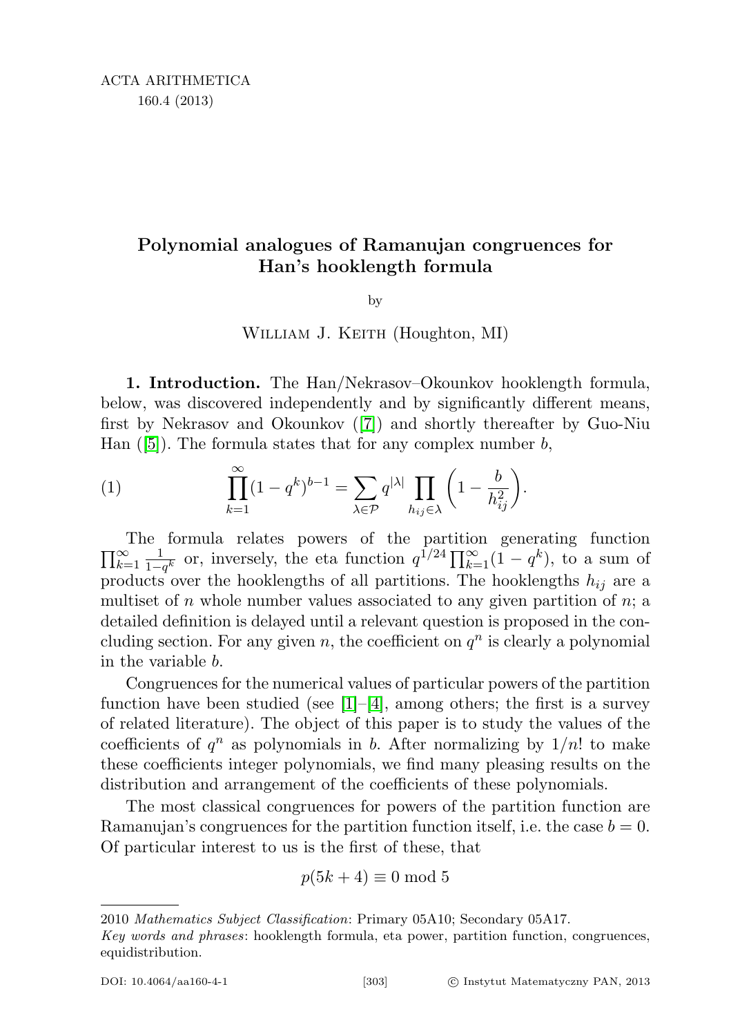# Polynomial analogues of Ramanujan congruences for Han's hooklength formula

by

William J. Keith (Houghton, MI)

**1. Introduction.** The Han/Nekrasov–Okounkov hooklength formula, below, was discovered independently and by significantly different means, first by Nekrasov and Okounkov ([7]) and shortly thereafter by Guo-Niu Han ([5]). The formula states that for any complex number $b$,

$$\prod_{k=1}^{\infty}(1-q^k)^{b-1} = \sum_{\lambda\in\mathcal{P}} q^{|\lambda|} \prod_{h_{ij}\in\lambda}\left(1-\frac{b}{h_{ij}^2}\right). \tag{1}$$

The formula relates powers of the partition generating function $\prod_{k=1}^{\infty}\frac{1}{1-q^k}$ or, inversely, the eta function $q^{1/24}\prod_{k=1}^{\infty}(1-q^k)$, to a sum of products over the hooklengths of all partitions. The hooklengths $h_{ij}$ are a multiset of $n$ whole number values associated to any given partition of $n$; a detailed definition is delayed until a relevant question is proposed in the concluding section. For any given $n$, the coefficient on $q^n$ is clearly a polynomial in the variable $b$.

Congruences for the numerical values of particular powers of the partition function have been studied (see [1]–[4], among others; the first is a survey of related literature). The object of this paper is to study the values of the coefficients of $q^n$ as polynomials in $b$. After normalizing by $1/n!$ to make these coefficients integer polynomials, we find many pleasing results on the distribution and arrangement of the coefficients of these polynomials.

The most classical congruences for powers of the partition function are Ramanujan's congruences for the partition function itself, i.e. the case $b=0$. Of particular interest to us is the first of these, that

$$p(5k+4) \equiv 0 \bmod 5$$

2010 *Mathematics Subject Classification*: Primary 05A10; Secondary 05A17.

*Key words and phrases*: hooklength formula, eta power, partition function, congruences, equidistribution.

DOI: 10.4064/aa160-4-1 © Instytut Matematyczny PAN, 2013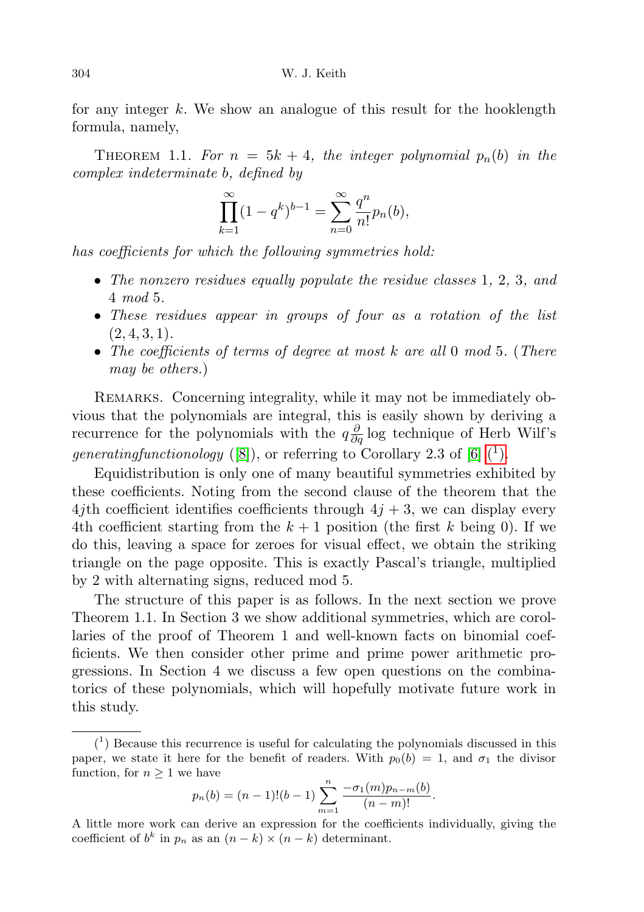for any integer $k$. We show an analogue of this result for the hooklength formula, namely,

THEOREM 1.1. *For $n = 5k + 4$, the integer polynomial $p_n(b)$ in the complex indeterminate $b$, defined by*

$$\prod_{k=1}^{\infty}(1-q^k)^{b-1} = \sum_{n=0}^{\infty}\frac{q^n}{n!}p_n(b),$$

*has coefficients for which the following symmetries hold:*

- *The nonzero residues equally populate the residue classes 1, 2, 3, and 4 mod 5.*
- *These residues appear in groups of four as a rotation of the list $(2, 4, 3, 1)$.*
- *The coefficients of terms of degree at most $k$ are all 0 mod 5. (There may be others.)*

REMARKS. Concerning integrality, while it may not be immediately obvious that the polynomials are integral, this is easily shown by deriving a recurrence for the polynomials with the $q\frac{\partial}{\partial q}\log$ technique of Herb Wilf's *generatingfunctionology* ([8]), or referring to Corollary 2.3 of [6] ([1]).

Equidistribution is only one of many beautiful symmetries exhibited by these coefficients. Noting from the second clause of the theorem that the $4j$th coefficient identifies coefficients through $4j + 3$, we can display every 4th coefficient starting from the $k + 1$ position (the first $k$ being 0). If we do this, leaving a space for zeroes for visual effect, we obtain the striking triangle on the page opposite. This is exactly Pascal's triangle, multiplied by 2 with alternating signs, reduced mod 5.

The structure of this paper is as follows. In the next section we prove Theorem 1.1. In Section 3 we show additional symmetries, which are corollaries of the proof of Theorem 1 and well-known facts on binomial coefficients. We then consider other prime and prime power arithmetic progressions. In Section 4 we discuss a few open questions on the combinatorics of these polynomials, which will hopefully motivate future work in this study.

---

([1]) Because this recurrence is useful for calculating the polynomials discussed in this paper, we state it here for the benefit of readers. With $p_0(b) = 1$, and $\sigma_1$ the divisor function, for $n \geq 1$ we have

$$p_n(b) = (n-1)!(b-1)\sum_{m=1}^{n}\frac{-\sigma_1(m)p_{n-m}(b)}{(n-m)!}.$$

A little more work can derive an expression for the coefficients individually, giving the coefficient of $b^k$ in $p_n$ as an $(n-k)\times(n-k)$ determinant.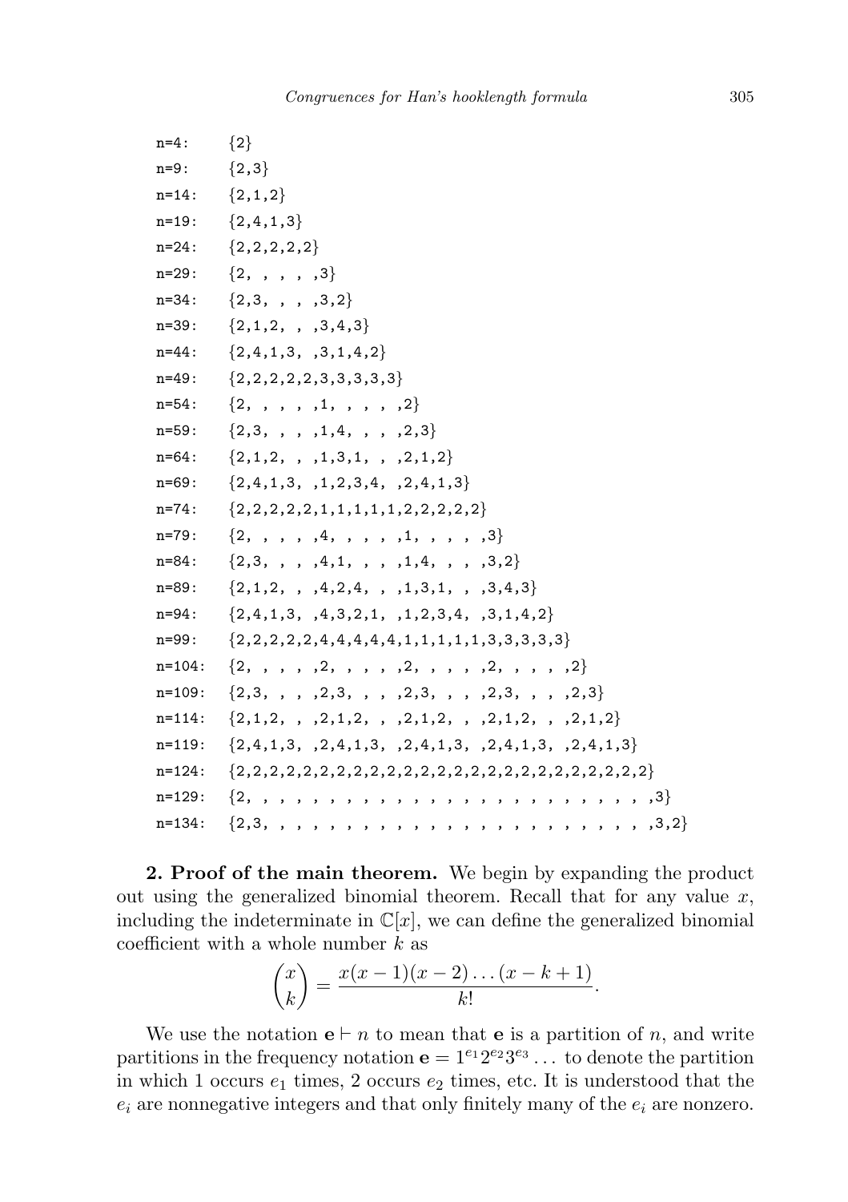```
n=4:    {2}
n=9:    {2,3}
n=14:   {2,1,2}
n=19:   {2,4,1,3}
n=24:   {2,2,2,2,2}
n=29:   {2, , , , ,3}
n=34:   {2,3, , , ,3,2}
n=39:   {2,1,2, , ,3,4,3}
n=44:   {2,4,1,3, ,3,1,4,2}
n=49:   {2,2,2,2,2,3,3,3,3,3}
n=54:   {2, , , , ,1, , , , ,2}
n=59:   {2,3, , , ,1,4, , , ,2,3}
n=64:   {2,1,2, , ,1,3,1, , ,2,1,2}
n=69:   {2,4,1,3, ,1,2,3,4, ,2,4,1,3}
n=74:   {2,2,2,2,2,1,1,1,1,1,2,2,2,2,2}
n=79:   {2, , , , ,4, , , , ,1, , , , ,3}
n=84:   {2,3, , , ,4,1, , , ,1,4, , , ,3,2}
n=89:   {2,1,2, , ,4,2,4, , ,1,3,1, , ,3,4,3}
n=94:   {2,4,1,3, ,4,3,2,1, ,1,2,3,4, ,3,1,4,2}
n=99:   {2,2,2,2,2,4,4,4,4,4,1,1,1,1,1,3,3,3,3,3}
n=104:  {2, , , , ,2, , , , ,2, , , , ,2, , , , ,2}
n=109:  {2,3, , , ,2,3, , , ,2,3, , , ,2,3, , , ,2,3}
n=114:  {2,1,2, , ,2,1,2, , ,2,1,2, , ,2,1,2, , ,2,1,2}
n=119:  {2,4,1,3, ,2,4,1,3, ,2,4,1,3, ,2,4,1,3, ,2,4,1,3}
n=124:  {2,2,2,2,2,2,2,2,2,2,2,2,2,2,2,2,2,2,2,2,2,2,2,2,2}
n=129:  {2, , , , , , , , , , , , , , , , , , , , , , , , ,3}
n=134:  {2,3, , , , , , , , , , , , , , , , , , , , , , , ,3,2}
```

**2. Proof of the main theorem.** We begin by expanding the product out using the generalized binomial theorem. Recall that for any value $x$, including the indeterminate in $\mathbb{C}[x]$, we can define the generalized binomial coefficient with a whole number $k$ as

$$\binom{x}{k} = \frac{x(x-1)(x-2)\dots(x-k+1)}{k!}.$$

We use the notation $\mathbf{e} \vdash n$ to mean that $\mathbf{e}$ is a partition of $n$, and write partitions in the frequency notation $\mathbf{e} = 1^{e_1}2^{e_2}3^{e_3}\dots$ to denote the partition in which 1 occurs $e_1$ times, 2 occurs $e_2$ times, etc. It is understood that the $e_i$ are nonnegative integers and that only finitely many of the $e_i$ are nonzero.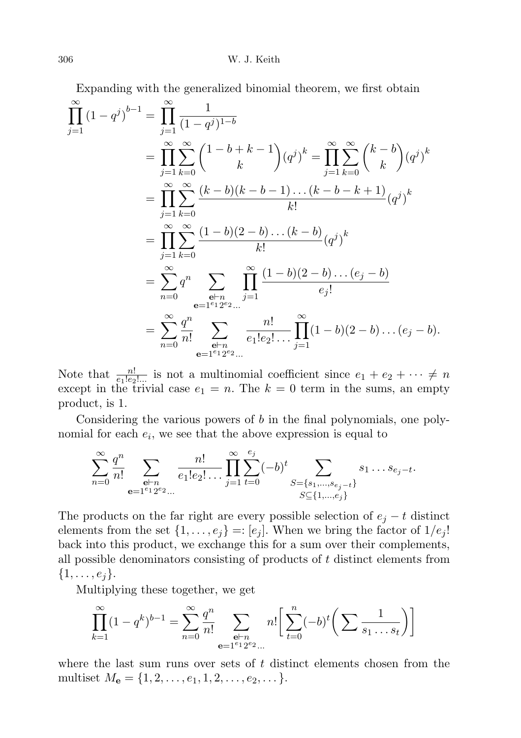Expanding with the generalized binomial theorem, we first obtain

$$
\begin{aligned}
\prod_{j=1}^{\infty} (1-q^j)^{b-1} &= \prod_{j=1}^{\infty} \frac{1}{(1-q^j)^{1-b}} \\
&= \prod_{j=1}^{\infty} \sum_{k=0}^{\infty} \binom{1-b+k-1}{k} (q^j)^k = \prod_{j=1}^{\infty} \sum_{k=0}^{\infty} \binom{k-b}{k} (q^j)^k \\
&= \prod_{j=1}^{\infty} \sum_{k=0}^{\infty} \frac{(k-b)(k-b-1)\dots(k-b-k+1)}{k!} (q^j)^k \\
&= \prod_{j=1}^{\infty} \sum_{k=0}^{\infty} \frac{(1-b)(2-b)\dots(k-b)}{k!} (q^j)^k \\
&= \sum_{n=0}^{\infty} q^n \sum_{\substack{\mathbf{e} \vdash n \\ \mathbf{e}=1^{e_1}2^{e_2}\dots}} \prod_{j=1}^{\infty} \frac{(1-b)(2-b)\dots(e_j-b)}{e_j!} \\
&= \sum_{n=0}^{\infty} \frac{q^n}{n!} \sum_{\substack{\mathbf{e} \vdash n \\ \mathbf{e}=1^{e_1}2^{e_2}\dots}} \frac{n!}{e_1!e_2!\dots} \prod_{j=1}^{\infty} (1-b)(2-b)\dots(e_j-b).
\end{aligned}
$$

Note that $\frac{n!}{e_1!e_2!\dots}$ is not a multinomial coefficient since $e_1 + e_2 + \dots \neq n$ except in the trivial case $e_1 = n$. The $k = 0$ term in the sums, an empty product, is 1.

Considering the various powers of $b$ in the final polynomials, one polynomial for each $e_i$, we see that the above expression is equal to

$$
\sum_{n=0}^{\infty} \frac{q^n}{n!} \sum_{\substack{\mathbf{e} \vdash n \\ \mathbf{e}=1^{e_1}2^{e_2}\dots}} \frac{n!}{e_1!e_2!\dots} \prod_{j=1}^{\infty} \sum_{t=0}^{e_j} (-b)^t \sum_{\substack{S=\{s_1,\dots,s_{e_j-t}\} \\ S \subseteq \{1,\dots,e_j\}}} s_1 \dots s_{e_j-t}.
$$

The products on the far right are every possible selection of $e_j - t$ distinct elements from the set $\{1, \dots, e_j\} =: [e_j]$. When we bring the factor of $1/e_j!$ back into this product, we exchange this for a sum over their complements, all possible denominators consisting of products of $t$ distinct elements from $\{1, \dots, e_j\}$.

Multiplying these together, we get

$$
\prod_{k=1}^{\infty} (1-q^k)^{b-1} = \sum_{n=0}^{\infty} \frac{q^n}{n!} \sum_{\substack{\mathbf{e} \vdash n \\ \mathbf{e}=1^{e_1}2^{e_2}\dots}} n! \Bigg[ \sum_{t=0}^{n} (-b)^t \bigg( \sum \frac{1}{s_1 \dots s_t} \bigg) \Bigg]
$$

where the last sum runs over sets of $t$ distinct elements chosen from the multiset $M_{\mathbf{e}} = \{1, 2, \dots, e_1, 1, 2, \dots, e_2, \dots\}$.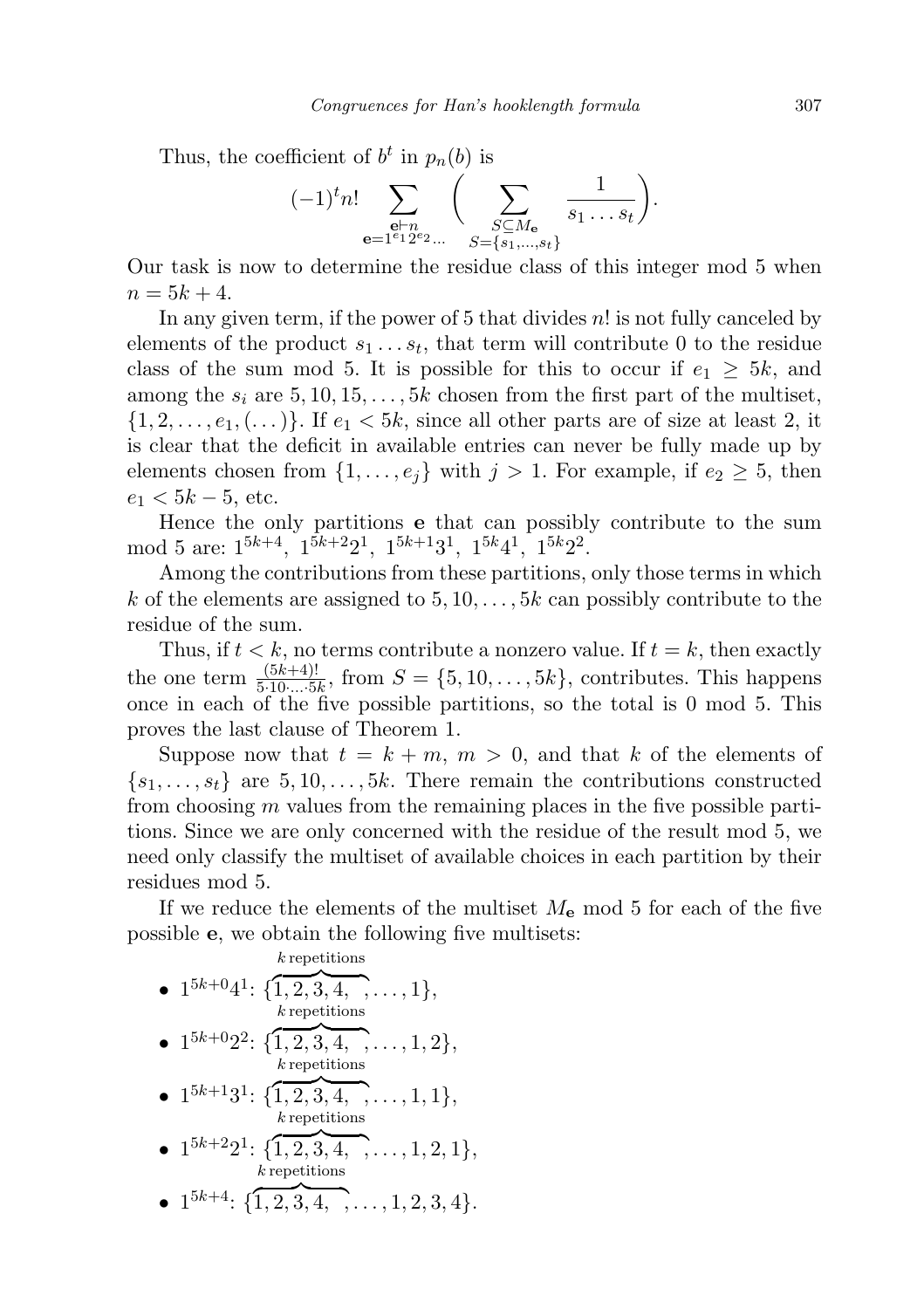Thus, the coefficient of $b^t$ in $p_n(b)$ is

$$(-1)^t n! \sum_{\substack{\mathbf{e}\vdash n \\ \mathbf{e}=1^{e_1}2^{e_2}\ldots}} \Bigg( \sum_{\substack{S\subseteq M_{\mathbf{e}} \\ S=\{s_1,\ldots,s_t\}}} \frac{1}{s_1\ldots s_t}\Bigg).$$

Our task is now to determine the residue class of this integer mod 5 when $n = 5k+4$.

In any given term, if the power of 5 that divides $n!$ is not fully canceled by elements of the product $s_1 \ldots s_t$, that term will contribute 0 to the residue class of the sum mod 5. It is possible for this to occur if $e_1 \geq 5k$, and among the $s_i$ are $5, 10, 15, \ldots, 5k$ chosen from the first part of the multiset, $\{1, 2, \ldots, e_1, (\ldots)\}$. If $e_1 < 5k$, since all other parts are of size at least 2, it is clear that the deficit in available entries can never be fully made up by elements chosen from $\{1, \ldots, e_j\}$ with $j > 1$. For example, if $e_2 \geq 5$, then $e_1 < 5k-5$, etc.

Hence the only partitions $\mathbf{e}$ that can possibly contribute to the sum mod 5 are: $1^{5k+4}$, $1^{5k+2}2^1$, $1^{5k+1}3^1$, $1^{5k}4^1$, $1^{5k}2^2$.

Among the contributions from these partitions, only those terms in which $k$ of the elements are assigned to $5, 10, \ldots, 5k$ can possibly contribute to the residue of the sum.

Thus, if $t < k$, no terms contribute a nonzero value. If $t = k$, then exactly the one term $\frac{(5k+4)!}{5\cdot 10\cdot\ldots\cdot 5k}$, from $S = \{5, 10, \ldots, 5k\}$, contributes. This happens once in each of the five possible partitions, so the total is 0 mod 5. This proves the last clause of Theorem 1.

Suppose now that $t = k+m$, $m > 0$, and that $k$ of the elements of $\{s_1, \ldots, s_t\}$ are $5, 10, \ldots, 5k$. There remain the contributions constructed from choosing $m$ values from the remaining places in the five possible partitions. Since we are only concerned with the residue of the result mod 5, we need only classify the multiset of available choices in each partition by their residues mod 5.

If we reduce the elements of the multiset $M_{\mathbf{e}}$ mod 5 for each of the five possible $\mathbf{e}$, we obtain the following five multisets:

- $1^{5k+0}4^1$: $\{\overbrace{1, 2, 3, 4, \;}^{k \text{ repetitions}}, \ldots, 1\}$,
- $1^{5k+0}2^2$: $\{\overbrace{1, 2, 3, 4, \;}^{k \text{ repetitions}}, \ldots, 1, 2\}$,
- $1^{5k+1}3^1$: $\{\overbrace{1, 2, 3, 4, \;}^{k \text{ repetitions}}, \ldots, 1, 1\}$,
- $1^{5k+2}2^1$: $\{\overbrace{1, 2, 3, 4, \;}^{k \text{ repetitions}}, \ldots, 1, 2, 1\}$,
- $1^{5k+4}$: $\{\overbrace{1, 2, 3, 4, \;}^{k \text{ repetitions}}, \ldots, 1, 2, 3, 4\}$.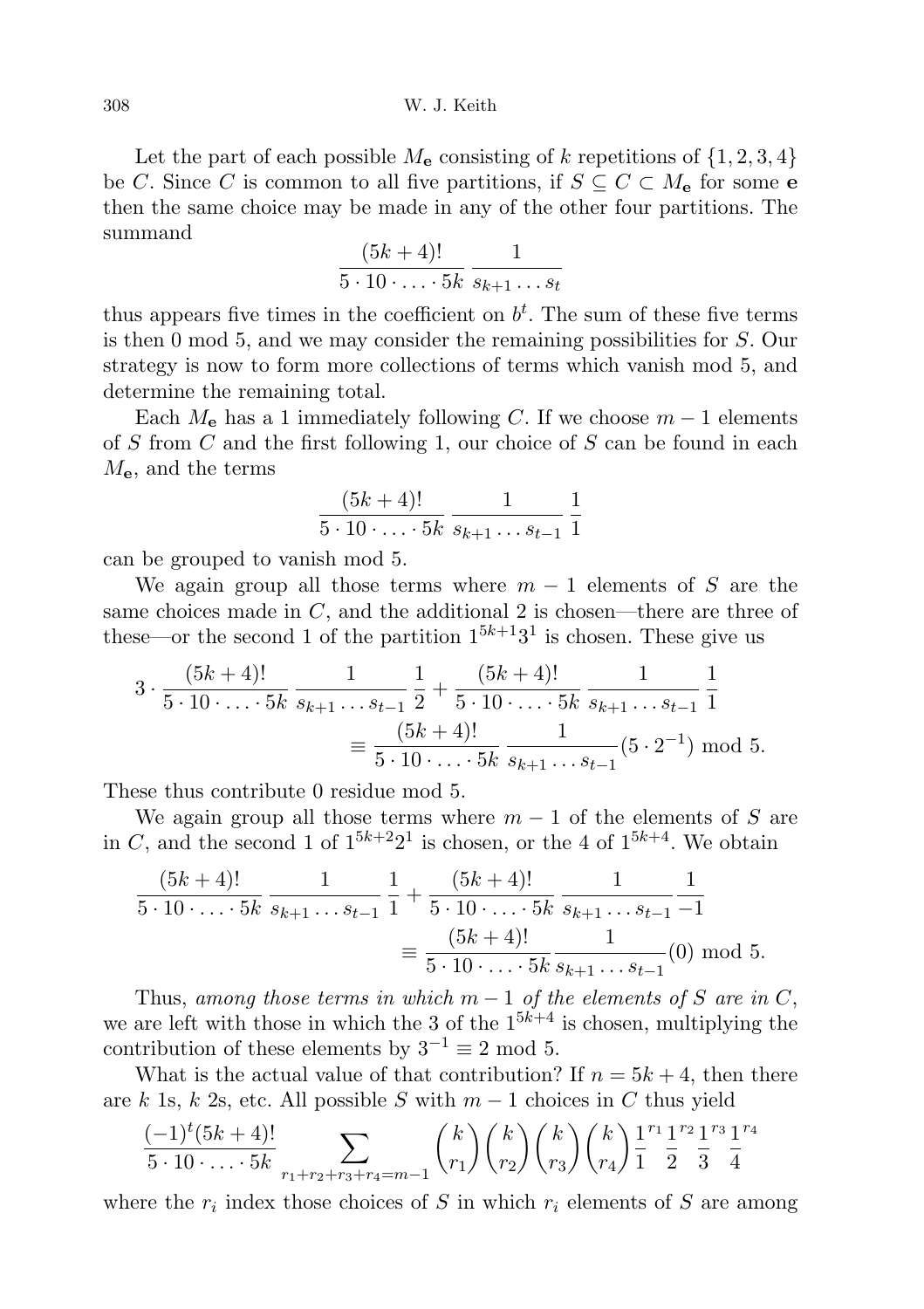Let the part of each possible $M_{\mathbf{e}}$ consisting of $k$ repetitions of $\{1,2,3,4\}$ be $C$. Since $C$ is common to all five partitions, if $S \subseteq C \subset M_{\mathbf{e}}$ for some $\mathbf{e}$ then the same choice may be made in any of the other four partitions. The summand

$$\frac{(5k+4)!}{5 \cdot 10 \cdot \ldots \cdot 5k} \, \frac{1}{s_{k+1} \ldots s_t}$$

thus appears five times in the coefficient on $b^t$. The sum of these five terms is then 0 mod 5, and we may consider the remaining possibilities for $S$. Our strategy is now to form more collections of terms which vanish mod 5, and determine the remaining total.

Each $M_{\mathbf{e}}$ has a 1 immediately following $C$. If we choose $m-1$ elements of $S$ from $C$ and the first following 1, our choice of $S$ can be found in each $M_{\mathbf{e}}$, and the terms

$$\frac{(5k+4)!}{5 \cdot 10 \cdot \ldots \cdot 5k} \, \frac{1}{s_{k+1} \ldots s_{t-1}} \, \frac{1}{1}$$

can be grouped to vanish mod 5.

We again group all those terms where $m-1$ elements of $S$ are the same choices made in $C$, and the additional 2 is chosen—there are three of these—or the second 1 of the partition $1^{5k+1}3^1$ is chosen. These give us

$$\begin{aligned} 3 \cdot \frac{(5k+4)!}{5 \cdot 10 \cdot \ldots \cdot 5k} \, \frac{1}{s_{k+1} \ldots s_{t-1}} \, \frac{1}{2} + \frac{(5k+4)!}{5 \cdot 10 \cdot \ldots \cdot 5k} \, \frac{1}{s_{k+1} \ldots s_{t-1}} \, \frac{1}{1} \\ \equiv \frac{(5k+4)!}{5 \cdot 10 \cdot \ldots \cdot 5k} \, \frac{1}{s_{k+1} \ldots s_{t-1}} (5 \cdot 2^{-1}) \bmod 5. \end{aligned}$$

These thus contribute 0 residue mod 5.

We again group all those terms where $m-1$ of the elements of $S$ are in $C$, and the second 1 of $1^{5k+2}2^1$ is chosen, or the 4 of $1^{5k+4}$. We obtain

$$\begin{aligned} \frac{(5k+4)!}{5 \cdot 10 \cdot \ldots \cdot 5k} \, \frac{1}{s_{k+1} \ldots s_{t-1}} \, \frac{1}{1} + \frac{(5k+4)!}{5 \cdot 10 \cdot \ldots \cdot 5k} \, \frac{1}{s_{k+1} \ldots s_{t-1}} \, \frac{1}{-1} \\ \equiv \frac{(5k+4)!}{5 \cdot 10 \cdot \ldots \cdot 5k} \frac{1}{s_{k+1} \ldots s_{t-1}} (0) \bmod 5. \end{aligned}$$

Thus, *among those terms in which $m-1$ of the elements of $S$ are in $C$*, we are left with those in which the 3 of the $1^{5k+4}$ is chosen, multiplying the contribution of these elements by $3^{-1} \equiv 2 \bmod 5$.

What is the actual value of that contribution? If $n = 5k+4$, then there are $k$ 1s, $k$ 2s, etc. All possible $S$ with $m-1$ choices in $C$ thus yield

$$\frac{(-1)^t (5k+4)!}{5 \cdot 10 \cdot \ldots \cdot 5k} \sum_{r_1+r_2+r_3+r_4=m-1} \binom{k}{r_1}\binom{k}{r_2}\binom{k}{r_3}\binom{k}{r_4} \frac{1}{1}^{r_1} \frac{1}{2}^{r_2} \frac{1}{3}^{r_3} \frac{1}{4}^{r_4}$$

where the $r_i$ index those choices of $S$ in which $r_i$ elements of $S$ are among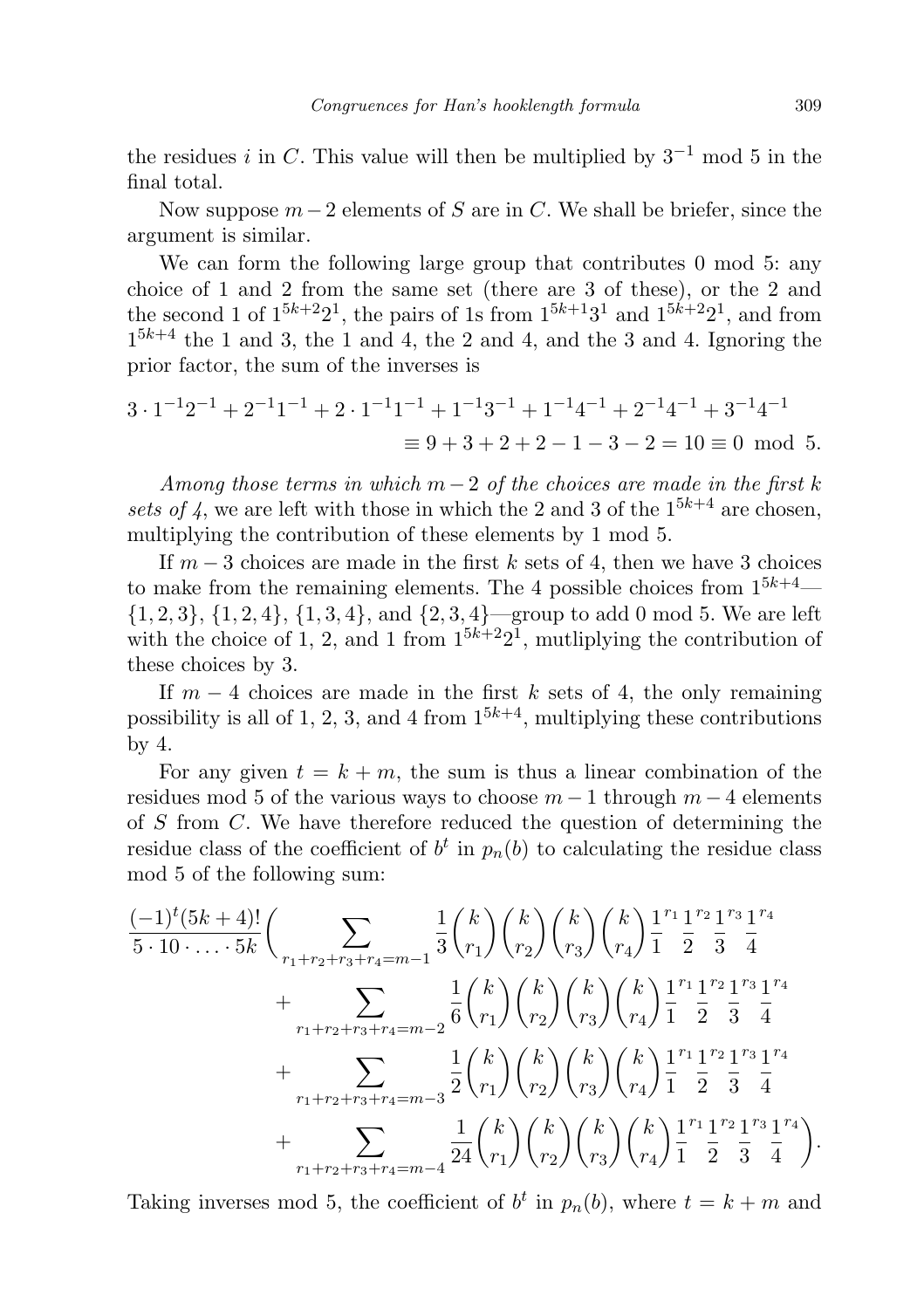the residues $i$ in $C$. This value will then be multiplied by $3^{-1}$ mod 5 in the final total.

Now suppose $m-2$ elements of $S$ are in $C$. We shall be briefer, since the argument is similar.

We can form the following large group that contributes 0 mod 5: any choice of 1 and 2 from the same set (there are 3 of these), or the 2 and the second 1 of $1^{5k+2}2^1$, the pairs of 1s from $1^{5k+1}3^1$ and $1^{5k+2}2^1$, and from $1^{5k+4}$ the 1 and 3, the 1 and 4, the 2 and 4, and the 3 and 4. Ignoring the prior factor, the sum of the inverses is

$$3 \cdot 1^{-1}2^{-1} + 2^{-1}1^{-1} + 2 \cdot 1^{-1}1^{-1} + 1^{-1}3^{-1} + 1^{-1}4^{-1} + 2^{-1}4^{-1} + 3^{-1}4^{-1}$$
$$\equiv 9 + 3 + 2 + 2 - 1 - 3 - 2 = 10 \equiv 0 \mod 5.$$

*Among those terms in which $m-2$ of the choices are made in the first $k$ sets of 4*, we are left with those in which the 2 and 3 of the $1^{5k+4}$ are chosen, multiplying the contribution of these elements by 1 mod 5.

If $m-3$ choices are made in the first $k$ sets of 4, then we have 3 choices to make from the remaining elements. The 4 possible choices from $1^{5k+4}$—$\{1,2,3\}$, $\{1,2,4\}$, $\{1,3,4\}$, and $\{2,3,4\}$—group to add 0 mod 5. We are left with the choice of 1, 2, and 1 from $1^{5k+2}2^1$, mutliplying the contribution of these choices by 3.

If $m-4$ choices are made in the first $k$ sets of 4, the only remaining possibility is all of 1, 2, 3, and 4 from $1^{5k+4}$, multiplying these contributions by 4.

For any given $t = k + m$, the sum is thus a linear combination of the residues mod 5 of the various ways to choose $m-1$ through $m-4$ elements of $S$ from $C$. We have therefore reduced the question of determining the residue class of the coefficient of $b^t$ in $p_n(b)$ to calculating the residue class mod 5 of the following sum:

$$\frac{(-1)^t(5k+4)!}{5 \cdot 10 \cdot \ldots \cdot 5k}\Bigg( \sum_{r_1+r_2+r_3+r_4=m-1} \frac{1}{3}\binom{k}{r_1}\binom{k}{r_2}\binom{k}{r_3}\binom{k}{r_4}\frac{1}{1}^{r_1}\frac{1}{2}^{r_2}\frac{1}{3}^{r_3}\frac{1}{4}^{r_4}$$
$$+ \sum_{r_1+r_2+r_3+r_4=m-2} \frac{1}{6}\binom{k}{r_1}\binom{k}{r_2}\binom{k}{r_3}\binom{k}{r_4}\frac{1}{1}^{r_1}\frac{1}{2}^{r_2}\frac{1}{3}^{r_3}\frac{1}{4}^{r_4}$$
$$+ \sum_{r_1+r_2+r_3+r_4=m-3} \frac{1}{2}\binom{k}{r_1}\binom{k}{r_2}\binom{k}{r_3}\binom{k}{r_4}\frac{1}{1}^{r_1}\frac{1}{2}^{r_2}\frac{1}{3}^{r_3}\frac{1}{4}^{r_4}$$
$$+ \sum_{r_1+r_2+r_3+r_4=m-4} \frac{1}{24}\binom{k}{r_1}\binom{k}{r_2}\binom{k}{r_3}\binom{k}{r_4}\frac{1}{1}^{r_1}\frac{1}{2}^{r_2}\frac{1}{3}^{r_3}\frac{1}{4}^{r_4}\Bigg).$$

Taking inverses mod 5, the coefficient of $b^t$ in $p_n(b)$, where $t = k + m$ and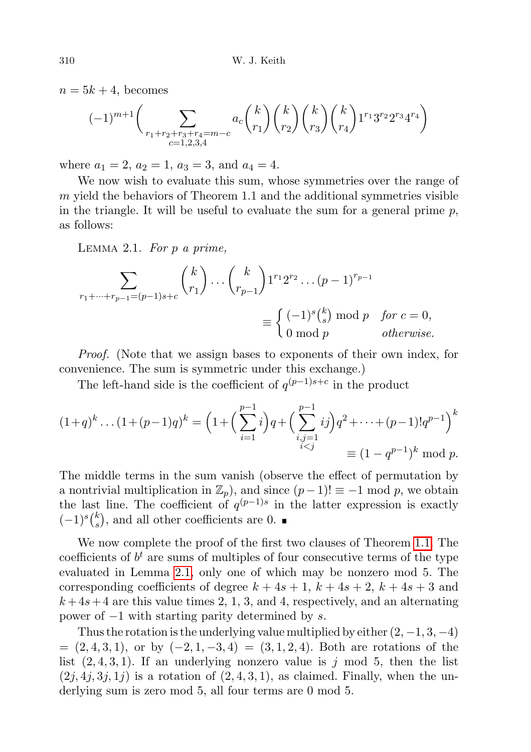$n = 5k+4$, becomes

$$(-1)^{m+1}\Bigg(\sum_{\substack{r_1+r_2+r_3+r_4=m-c\\ c=1,2,3,4}} a_c\binom{k}{r_1}\binom{k}{r_2}\binom{k}{r_3}\binom{k}{r_4}1^{r_1}3^{r_2}2^{r_3}4^{r_4}\Bigg)$$

where $a_1 = 2$, $a_2 = 1$, $a_3 = 3$, and $a_4 = 4$.

We now wish to evaluate this sum, whose symmetries over the range of $m$ yield the behaviors of Theorem 1.1 and the additional symmetries visible in the triangle. It will be useful to evaluate the sum for a general prime $p$, as follows:

Lemma 2.1. *For $p$ a prime,*

$$\sum_{r_1+\cdots+r_{p-1}=(p-1)s+c}\binom{k}{r_1}\cdots\binom{k}{r_{p-1}}1^{r_1}2^{r_2}\cdots(p-1)^{r_{p-1}}$$
$$\equiv\begin{cases}(-1)^s\binom{k}{s} \bmod p & \text{for } c=0,\\ 0 \bmod p & \text{otherwise.}\end{cases}$$

*Proof.* (Note that we assign bases to exponents of their own index, for convenience. The sum is symmetric under this exchange.)

The left-hand side is the coefficient of $q^{(p-1)s+c}$ in the product

$$(1+q)^k\cdots(1+(p-1)q)^k = \Big(1+\Big(\sum_{i=1}^{p-1}i\Big)q+\Big(\sum_{\substack{i,j=1\\ i<j}}^{p-1}ij\Big)q^2+\cdots+(p-1)!q^{p-1}\Big)^k$$
$$\equiv (1-q^{p-1})^k \bmod p.$$

The middle terms in the sum vanish (observe the effect of permutation by a nontrivial multiplication in $\mathbb{Z}_p$), and since $(p-1)! \equiv -1 \bmod p$, we obtain the last line. The coefficient of $q^{(p-1)s}$ in the latter expression is exactly $(-1)^s\binom{k}{s}$, and all other coefficients are 0. ∎

We now complete the proof of the first two clauses of Theorem 1.1. The coefficients of $b^t$ are sums of multiples of four consecutive terms of the type evaluated in Lemma 2.1, only one of which may be nonzero mod 5. The corresponding coefficients of degree $k+4s+1$, $k+4s+2$, $k+4s+3$ and $k+4s+4$ are this value times 2, 1, 3, and 4, respectively, and an alternating power of $-1$ with starting parity determined by $s$.

Thus the rotation is the underlying value multiplied by either $(2,-1,3,-4) = (2,4,3,1)$, or by $(-2,1,-3,4) = (3,1,2,4)$. Both are rotations of the list $(2,4,3,1)$. If an underlying nonzero value is $j$ mod 5, then the list $(2j,4j,3j,1j)$ is a rotation of $(2,4,3,1)$, as claimed. Finally, when the underlying sum is zero mod 5, all four terms are 0 mod 5.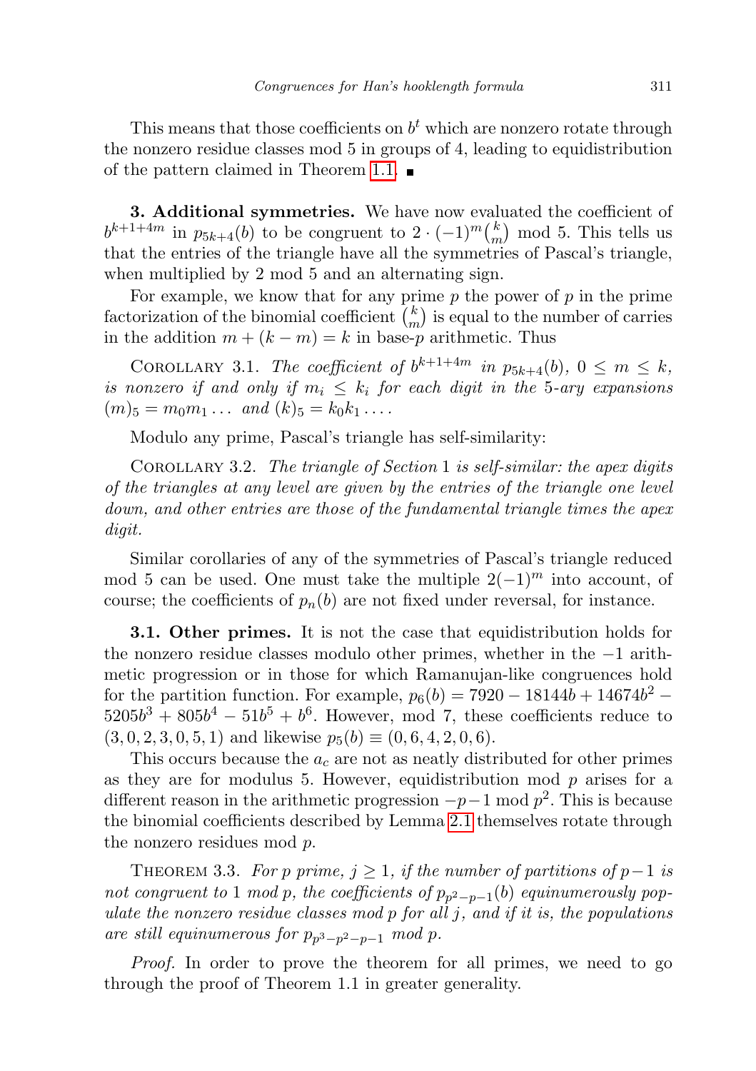This means that those coefficients on $b^t$ which are nonzero rotate through the nonzero residue classes mod 5 in groups of 4, leading to equidistribution of the pattern claimed in Theorem 1.1. ■

**3. Additional symmetries.** We have now evaluated the coefficient of $b^{k+1+4m}$ in $p_{5k+4}(b)$ to be congruent to $2 \cdot (-1)^m \binom{k}{m}$ mod 5. This tells us that the entries of the triangle have all the symmetries of Pascal's triangle, when multiplied by 2 mod 5 and an alternating sign.

For example, we know that for any prime $p$ the power of $p$ in the prime factorization of the binomial coefficient $\binom{k}{m}$ is equal to the number of carries in the addition $m + (k - m) = k$ in base-$p$ arithmetic. Thus

COROLLARY 3.1. *The coefficient of $b^{k+1+4m}$ in $p_{5k+4}(b)$, $0 \leq m \leq k$, is nonzero if and only if $m_i \leq k_i$ for each digit in the 5-ary expansions $(m)_5 = m_0 m_1 \ldots$ and $(k)_5 = k_0 k_1 \ldots$.*

Modulo any prime, Pascal's triangle has self-similarity:

COROLLARY 3.2. *The triangle of Section 1 is self-similar: the apex digits of the triangles at any level are given by the entries of the triangle one level down, and other entries are those of the fundamental triangle times the apex digit.*

Similar corollaries of any of the symmetries of Pascal's triangle reduced mod 5 can be used. One must take the multiple $2(-1)^m$ into account, of course; the coefficients of $p_n(b)$ are not fixed under reversal, for instance.

**3.1. Other primes.** It is not the case that equidistribution holds for the nonzero residue classes modulo other primes, whether in the $-1$ arithmetic progression or in those for which Ramanujan-like congruences hold for the partition function. For example, $p_6(b) = 7920 - 18144b + 14674b^2 - 5205b^3 + 805b^4 - 51b^5 + b^6$. However, mod 7, these coefficients reduce to $(3, 0, 2, 3, 0, 5, 1)$ and likewise $p_5(b) \equiv (0, 6, 4, 2, 0, 6)$.

This occurs because the $a_c$ are not as neatly distributed for other primes as they are for modulus 5. However, equidistribution mod $p$ arises for a different reason in the arithmetic progression $-p-1$ mod $p^2$. This is because the binomial coefficients described by Lemma 2.1 themselves rotate through the nonzero residues mod $p$.

THEOREM 3.3. *For $p$ prime, $j \geq 1$, if the number of partitions of $p-1$ is not congruent to 1 mod $p$, the coefficients of $p_{p^2-p-1}(b)$ equinumerously populate the nonzero residue classes mod $p$ for all $j$, and if it is, the populations are still equinumerous for $p_{p^3-p^2-p-1}$ mod $p$.*

*Proof.* In order to prove the theorem for all primes, we need to go through the proof of Theorem 1.1 in greater generality.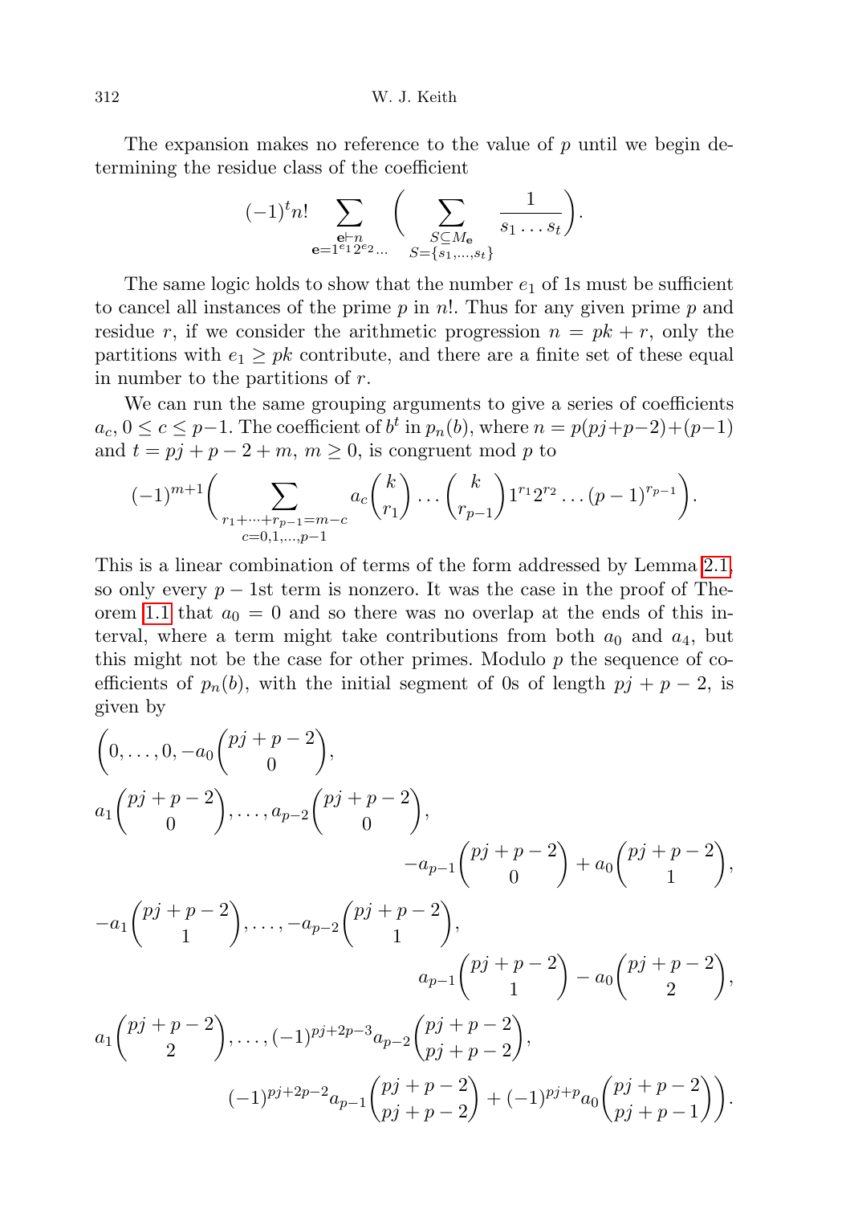The expansion makes no reference to the value of $p$ until we begin determining the residue class of the coefficient

$$(-1)^t n! \sum_{\substack{\mathbf{e} \vdash n \\ \mathbf{e}=1^{e_1}2^{e_2}\ldots}} \Bigg( \sum_{\substack{S \subseteq M_{\mathbf{e}} \\ S=\{s_1,\ldots,s_t\}}} \frac{1}{s_1 \ldots s_t} \Bigg).$$

The same logic holds to show that the number $e_1$ of 1s must be sufficient to cancel all instances of the prime $p$ in $n!$. Thus for any given prime $p$ and residue $r$, if we consider the arithmetic progression $n = pk + r$, only the partitions with $e_1 \geq pk$ contribute, and there are a finite set of these equal in number to the partitions of $r$.

We can run the same grouping arguments to give a series of coefficients $a_c$, $0 \leq c \leq p-1$. The coefficient of $b^t$ in $p_n(b)$, where $n = p(pj+p-2)+(p-1)$ and $t = pj + p - 2 + m$, $m \geq 0$, is congruent mod $p$ to

$$(-1)^{m+1} \Bigg( \sum_{\substack{r_1+\cdots+r_{p-1}=m-c \\ c=0,1,\ldots,p-1}} a_c \binom{k}{r_1} \ldots \binom{k}{r_{p-1}} 1^{r_1} 2^{r_2} \ldots (p-1)^{r_{p-1}} \Bigg).$$

This is a linear combination of terms of the form addressed by Lemma 2.1, so only every $p-1$st term is nonzero. It was the case in the proof of Theorem 1.1 that $a_0 = 0$ and so there was no overlap at the ends of this interval, where a term might take contributions from both $a_0$ and $a_4$, but this might not be the case for other primes. Modulo $p$ the sequence of coefficients of $p_n(b)$, with the initial segment of 0s of length $pj + p - 2$, is given by

$$\begin{aligned}
&\Bigg(0, \ldots, 0, -a_0 \binom{pj+p-2}{0}, \\
&a_1 \binom{pj+p-2}{0}, \ldots, a_{p-2} \binom{pj+p-2}{0}, \\
&\qquad\qquad\qquad\qquad -a_{p-1} \binom{pj+p-2}{0} + a_0 \binom{pj+p-2}{1}, \\
&-a_1 \binom{pj+p-2}{1}, \ldots, -a_{p-2} \binom{pj+p-2}{1}, \\
&\qquad\qquad\qquad\qquad a_{p-1} \binom{pj+p-2}{1} - a_0 \binom{pj+p-2}{2}, \\
&a_1 \binom{pj+p-2}{2}, \ldots, (-1)^{pj+2p-3} a_{p-2} \binom{pj+p-2}{pj+p-2}, \\
&\qquad\qquad (-1)^{pj+2p-2} a_{p-1} \binom{pj+p-2}{pj+p-2} + (-1)^{pj+p} a_0 \binom{pj+p-2}{pj+p-1} \Bigg).
\end{aligned}$$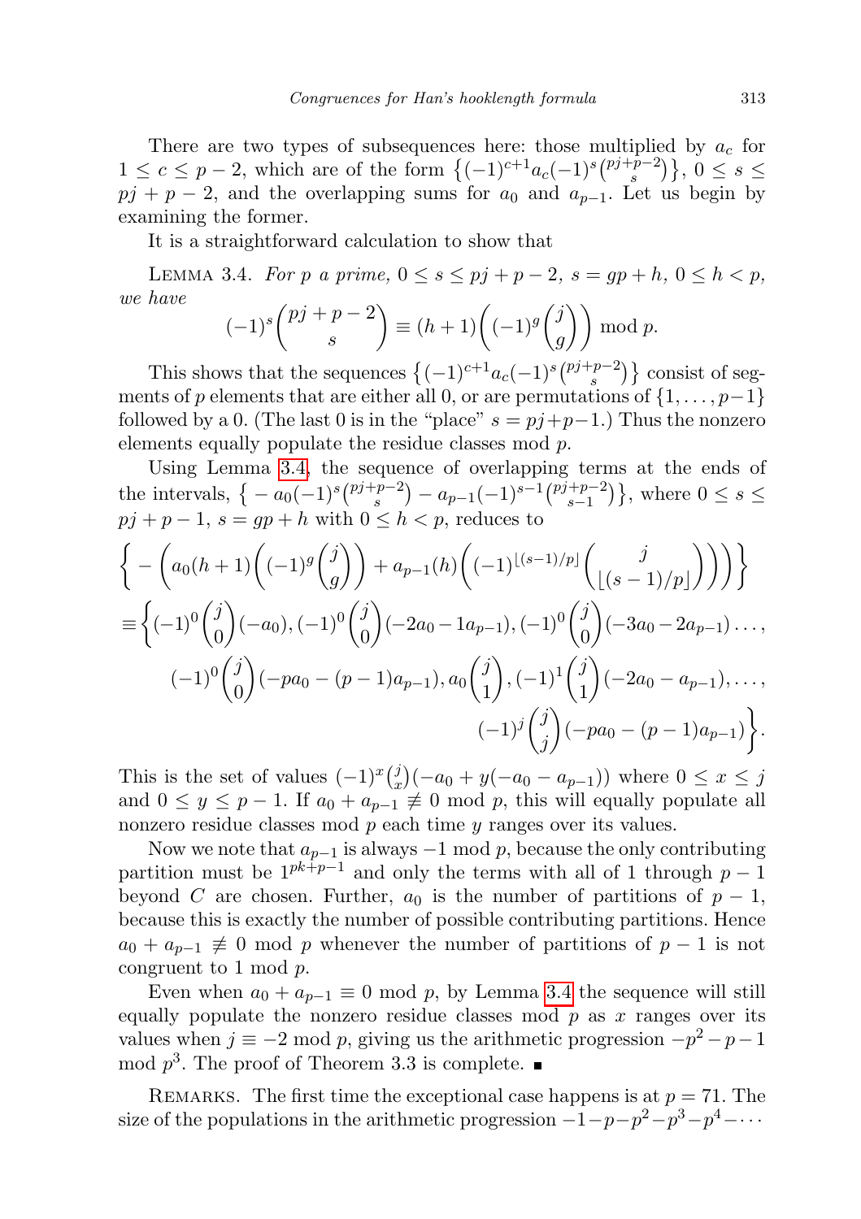There are two types of subsequences here: those multiplied by $a_c$ for $1 \le c \le p-2$, which are of the form $\left\{(-1)^{c+1} a_c (-1)^s \binom{pj+p-2}{s}\right\}$, $0 \le s \le pj+p-2$, and the overlapping sums for $a_0$ and $a_{p-1}$. Let us begin by examining the former.

It is a straightforward calculation to show that

Lemma 3.4. *For $p$ a prime, $0 \le s \le pj+p-2$, $s = gp+h$, $0 \le h < p$, we have*

$$(-1)^s \binom{pj+p-2}{s} \equiv (h+1)\left((-1)^g \binom{j}{g}\right) \bmod p.$$

This shows that the sequences $\left\{(-1)^{c+1} a_c (-1)^s \binom{pj+p-2}{s}\right\}$ consist of segments of $p$ elements that are either all 0, or are permutations of $\{1, \ldots, p-1\}$ followed by a 0. (The last 0 is in the "place" $s = pj+p-1$.) Thus the nonzero elements equally populate the residue classes mod $p$.

Using Lemma 3.4, the sequence of overlapping terms at the ends of the intervals, $\left\{-a_0(-1)^s \binom{pj+p-2}{s} - a_{p-1}(-1)^{s-1}\binom{pj+p-2}{s-1}\right\}$, where $0 \le s \le pj+p-1$, $s = gp+h$ with $0 \le h < p$, reduces to

$$\begin{aligned}
&\left\{-\left(a_0(h+1)\left((-1)^g\binom{j}{g}\right) + a_{p-1}(h)\left((-1)^{\lfloor (s-1)/p \rfloor}\binom{j}{\lfloor (s-1)/p \rfloor}\right)\right)\right\} \\
&\equiv \left\{(-1)^0\binom{j}{0}(-a_0), (-1)^0\binom{j}{0}(-2a_0 - 1a_{p-1}), (-1)^0\binom{j}{0}(-3a_0 - 2a_{p-1})\ldots,\right. \\
&\qquad (-1)^0\binom{j}{0}(-pa_0 - (p-1)a_{p-1}), a_0\binom{j}{1}, (-1)^1\binom{j}{1}(-2a_0 - a_{p-1}), \ldots, \\
&\qquad\qquad \left.(-1)^j\binom{j}{j}(-pa_0 - (p-1)a_{p-1})\right\}.
\end{aligned}$$

This is the set of values $(-1)^x\binom{j}{x}(-a_0 + y(-a_0 - a_{p-1}))$ where $0 \le x \le j$ and $0 \le y \le p-1$. If $a_0 + a_{p-1} \not\equiv 0 \bmod p$, this will equally populate all nonzero residue classes mod $p$ each time $y$ ranges over its values.

Now we note that $a_{p-1}$ is always $-1 \bmod p$, because the only contributing partition must be $1^{pk+p-1}$ and only the terms with all of 1 through $p-1$ beyond $C$ are chosen. Further, $a_0$ is the number of partitions of $p-1$, because this is exactly the number of possible contributing partitions. Hence $a_0 + a_{p-1} \not\equiv 0 \bmod p$ whenever the number of partitions of $p-1$ is not congruent to 1 mod $p$.

Even when $a_0 + a_{p-1} \equiv 0 \bmod p$, by Lemma 3.4 the sequence will still equally populate the nonzero residue classes mod $p$ as $x$ ranges over its values when $j \equiv -2 \bmod p$, giving us the arithmetic progression $-p^2 - p - 1 \bmod p^3$. The proof of Theorem 3.3 is complete. ■

Remarks. The first time the exceptional case happens is at $p = 71$. The size of the populations in the arithmetic progression $-1-p-p^2-p^3-p^4-\cdots$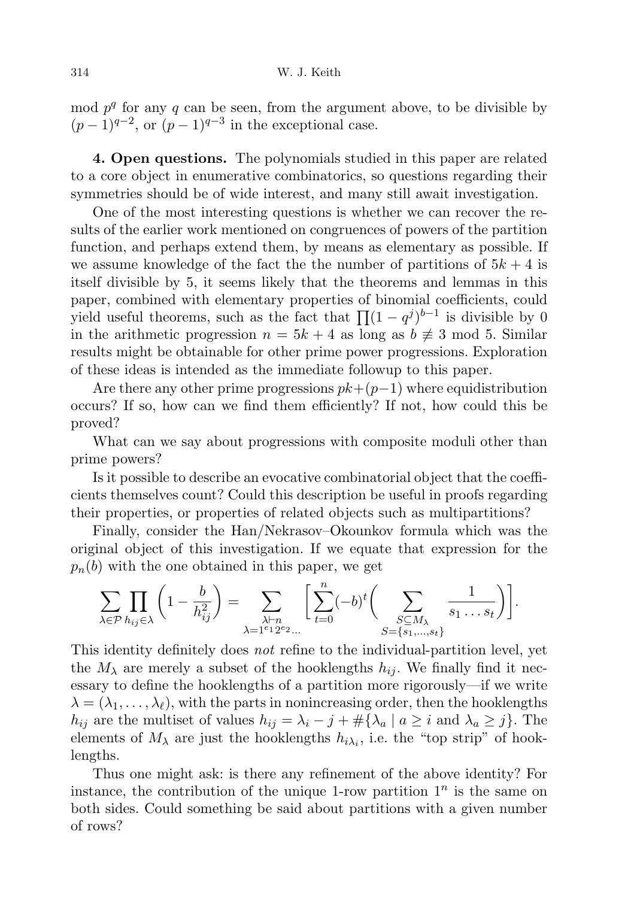mod $p^q$ for any $q$ can be seen, from the argument above, to be divisible by $(p-1)^{q-2}$, or $(p-1)^{q-3}$ in the exceptional case.

**4. Open questions.** The polynomials studied in this paper are related to a core object in enumerative combinatorics, so questions regarding their symmetries should be of wide interest, and many still await investigation.

One of the most interesting questions is whether we can recover the results of the earlier work mentioned on congruences of powers of the partition function, and perhaps extend them, by means as elementary as possible. If we assume knowledge of the fact the the number of partitions of $5k+4$ is itself divisible by 5, it seems likely that the theorems and lemmas in this paper, combined with elementary properties of binomial coefficients, could yield useful theorems, such as the fact that $\prod(1-q^j)^{b-1}$ is divisible by 0 in the arithmetic progression $n = 5k+4$ as long as $b \not\equiv 3 \bmod 5$. Similar results might be obtainable for other prime power progressions. Exploration of these ideas is intended as the immediate followup to this paper.

Are there any other prime progressions $pk+(p-1)$ where equidistribution occurs? If so, how can we find them efficiently? If not, how could this be proved?

What can we say about progressions with composite moduli other than prime powers?

Is it possible to describe an evocative combinatorial object that the coefficients themselves count? Could this description be useful in proofs regarding their properties, or properties of related objects such as multipartitions?

Finally, consider the Han/Nekrasov–Okounkov formula which was the original object of this investigation. If we equate that expression for the $p_n(b)$ with the one obtained in this paper, we get

$$\sum_{\lambda\in\mathcal{P}} \prod_{h_{ij}\in\lambda} \left(1-\frac{b}{h_{ij}^2}\right) = \sum_{\substack{\lambda\vdash n\\ \lambda=1^{e_1}2^{e_2}\ldots}} \left[\sum_{t=0}^{n} (-b)^t \Bigg(\sum_{\substack{S\subseteq M_\lambda\\ S=\{s_1,\ldots,s_t\}}} \frac{1}{s_1\ldots s_t}\Bigg)\right].$$

This identity definitely does *not* refine to the individual-partition level, yet the $M_\lambda$ are merely a subset of the hooklengths $h_{ij}$. We finally find it necessary to define the hooklengths of a partition more rigorously—if we write $\lambda = (\lambda_1,\ldots,\lambda_\ell)$, with the parts in nonincreasing order, then the hooklengths $h_{ij}$ are the multiset of values $h_{ij} = \lambda_i - j + \#\{\lambda_a \mid a \geq i \text{ and } \lambda_a \geq j\}$. The elements of $M_\lambda$ are just the hooklengths $h_{i\lambda_i}$, i.e. the "top strip" of hooklengths.

Thus one might ask: is there any refinement of the above identity? For instance, the contribution of the unique 1-row partition $1^n$ is the same on both sides. Could something be said about partitions with a given number of rows?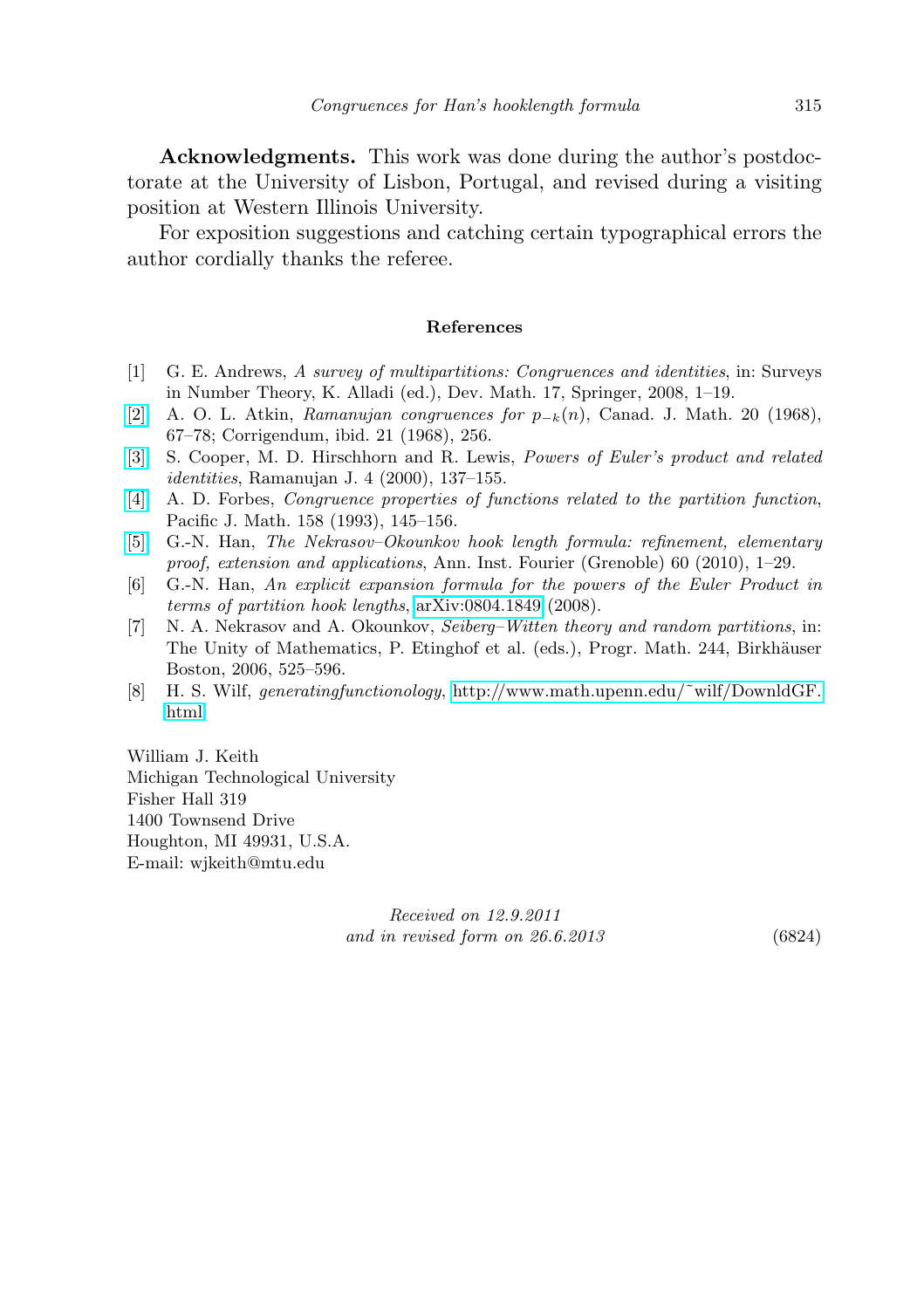**Acknowledgments.** This work was done during the author's postdoctorate at the University of Lisbon, Portugal, and revised during a visiting position at Western Illinois University.

For exposition suggestions and catching certain typographical errors the author cordially thanks the referee.

## References

[1] G. E. Andrews, *A survey of multipartitions: Congruences and identities*, in: Surveys in Number Theory, K. Alladi (ed.), Dev. Math. 17, Springer, 2008, 1–19.

[2] A. O. L. Atkin, *Ramanujan congruences for $p_{-k}(n)$*, Canad. J. Math. 20 (1968), 67–78; Corrigendum, ibid. 21 (1968), 256.

[3] S. Cooper, M. D. Hirschhorn and R. Lewis, *Powers of Euler's product and related identities*, Ramanujan J. 4 (2000), 137–155.

[4] A. D. Forbes, *Congruence properties of functions related to the partition function*, Pacific J. Math. 158 (1993), 145–156.

[5] G.-N. Han, *The Nekrasov–Okounkov hook length formula: refinement, elementary proof, extension and applications*, Ann. Inst. Fourier (Grenoble) 60 (2010), 1–29.

[6] G.-N. Han, *An explicit expansion formula for the powers of the Euler Product in terms of partition hook lengths*, arXiv:0804.1849 (2008).

[7] N. A. Nekrasov and A. Okounkov, *Seiberg–Witten theory and random partitions*, in: The Unity of Mathematics, P. Etinghof et al. (eds.), Progr. Math. 244, Birkhäuser Boston, 2006, 525–596.

[8] H. S. Wilf, *generatingfunctionology*, http://www.math.upenn.edu/~wilf/DownldGF.html

William J. Keith
Michigan Technological University
Fisher Hall 319
1400 Townsend Drive
Houghton, MI 49931, U.S.A.
E-mail: wjkeith@mtu.edu

*Received on 12.9.2011*
*and in revised form on 26.6.2013* (6824)